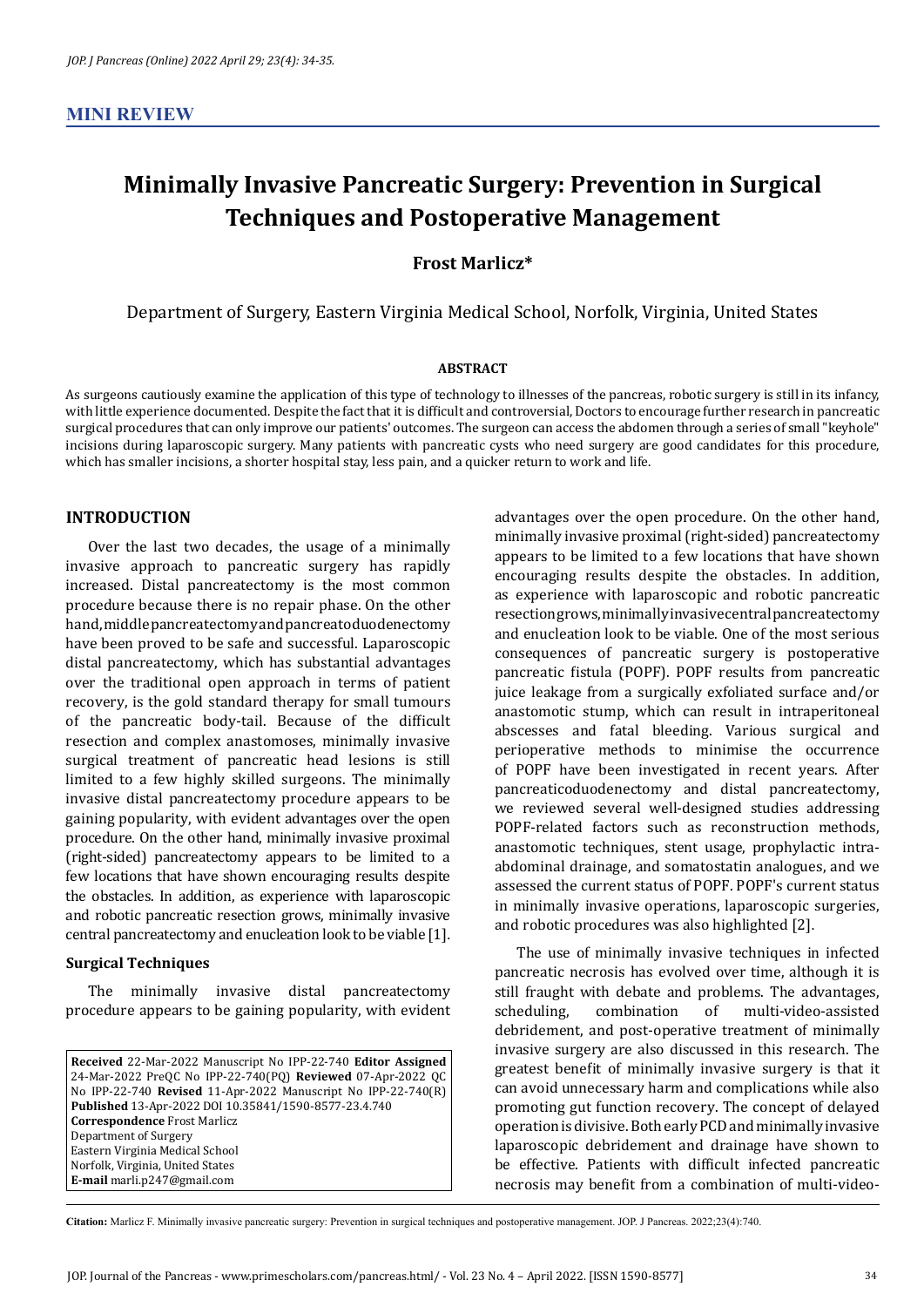MINI REVIEW

# Minimally Invasive Pancreatic Surgery: Prevention in Surgical Techniques and Postoperative Management

**Frost Marlicz***

Department of Surgery, Eastern Virginia Medical School, Norfolk, Virginia, United States

#### ABSTRACT

As surgeons cautiously examine the application of this type of technology to illnesses of the pancreas, robotic surgery is still in its infancy, with little experience documented. Despite the fact that it is difficult and controversial, Doctors to encourage further research in pancreatic surgical procedures that can only improve our patients' outcomes. The surgeon can access the abdomen through a series of small "keyhole" incisions during laparoscopic surgery. Many patients with pancreatic cysts who need surgery are good candidates for this procedure, which has smaller incisions, a shorter hospital stay, less pain, and a quicker return to work and life.

## INTRODUCTION

Over the last two decades, the usage of a minimally invasive approach to pancreatic surgery has rapidly increased. Distal pancreatectomy is the most common procedure because there is no repair phase. On the other hand, middle pancreatectomy and pancreatoduodenectomy have been proved to be safe and successful. Laparoscopic distal pancreatectomy, which has substantial advantages over the traditional open approach in terms of patient recovery, is the gold standard therapy for small tumours of the pancreatic body-tail. Because of the difficult resection and complex anastomoses, minimally invasive surgical treatment of pancreatic head lesions is still limited to a few highly skilled surgeons. The minimally invasive distal pancreatectomy procedure appears to be gaining popularity, with evident advantages over the open procedure. On the other hand, minimally invasive proximal (right-sided) pancreatectomy appears to be limited to a few locations that have shown encouraging results despite the obstacles. In addition, as experience with laparoscopic and robotic pancreatic resection grows, minimally invasive central pancreatectomy and enucleation look to be viable [1].

### Surgical Techniques

The minimally invasive distal pancreatectomy procedure appears to be gaining popularity, with evident advantages over the open procedure. On the other hand, minimally invasive proximal (right-sided) pancreatectomy appears to be limited to a few locations that have shown encouraging results despite the obstacles. In addition, as experience with laparoscopic and robotic pancreatic resection grows, minimally invasive central pancreatectomy and enucleation look to be viable. One of the most serious consequences of pancreatic surgery is postoperative pancreatic fistula (POPF). POPF results from pancreatic juice leakage from a surgically exfoliated surface and/or anastomotic stump, which can result in intraperitoneal abscesses and fatal bleeding. Various surgical and perioperative methods to minimise the occurrence of POPF have been investigated in recent years. After pancreaticoduodenectomy and distal pancreatectomy, we reviewed several well-designed studies addressing POPF-related factors such as reconstruction methods, anastomotic techniques, stent usage, prophylactic intra-abdominal drainage, and somatostatin analogues, and we assessed the current status of POPF. POPF's current status in minimally invasive operations, laparoscopic surgeries, and robotic procedures was also highlighted [2].

The use of minimally invasive techniques in infected pancreatic necrosis has evolved over time, although it is still fraught with debate and problems. The advantages, scheduling, combination of multi-video-assisted debridement, and post-operative treatment of minimally invasive surgery are also discussed in this research. The greatest benefit of minimally invasive surgery is that it can avoid unnecessary harm and complications while also promoting gut function recovery. The concept of delayed operation is divisive. Both early PCD and minimally invasive laparoscopic debridement and drainage have shown to be effective. Patients with difficult infected pancreatic necrosis may benefit from a combination of multi-video-

**Received** 22-Mar-2022 Manuscript No IPP-22-740 **Editor Assigned** 24-Mar-2022 PreQC No IPP-22-740(PQ) **Reviewed** 07-Apr-2022 QC No IPP-22-740 **Revised** 11-Apr-2022 Manuscript No IPP-22-740(R) **Published** 13-Apr-2022 DOI 10.35841/1590-8577-23.4.740
**Correspondence** Frost Marlicz
Department of Surgery
Eastern Virginia Medical School
Norfolk, Virginia, United States
**E-mail** marli.p247@gmail.com

**Citation:** Marlicz F. Minimally invasive pancreatic surgery: Prevention in surgical techniques and postoperative management. JOP. J Pancreas. 2022;23(4):740.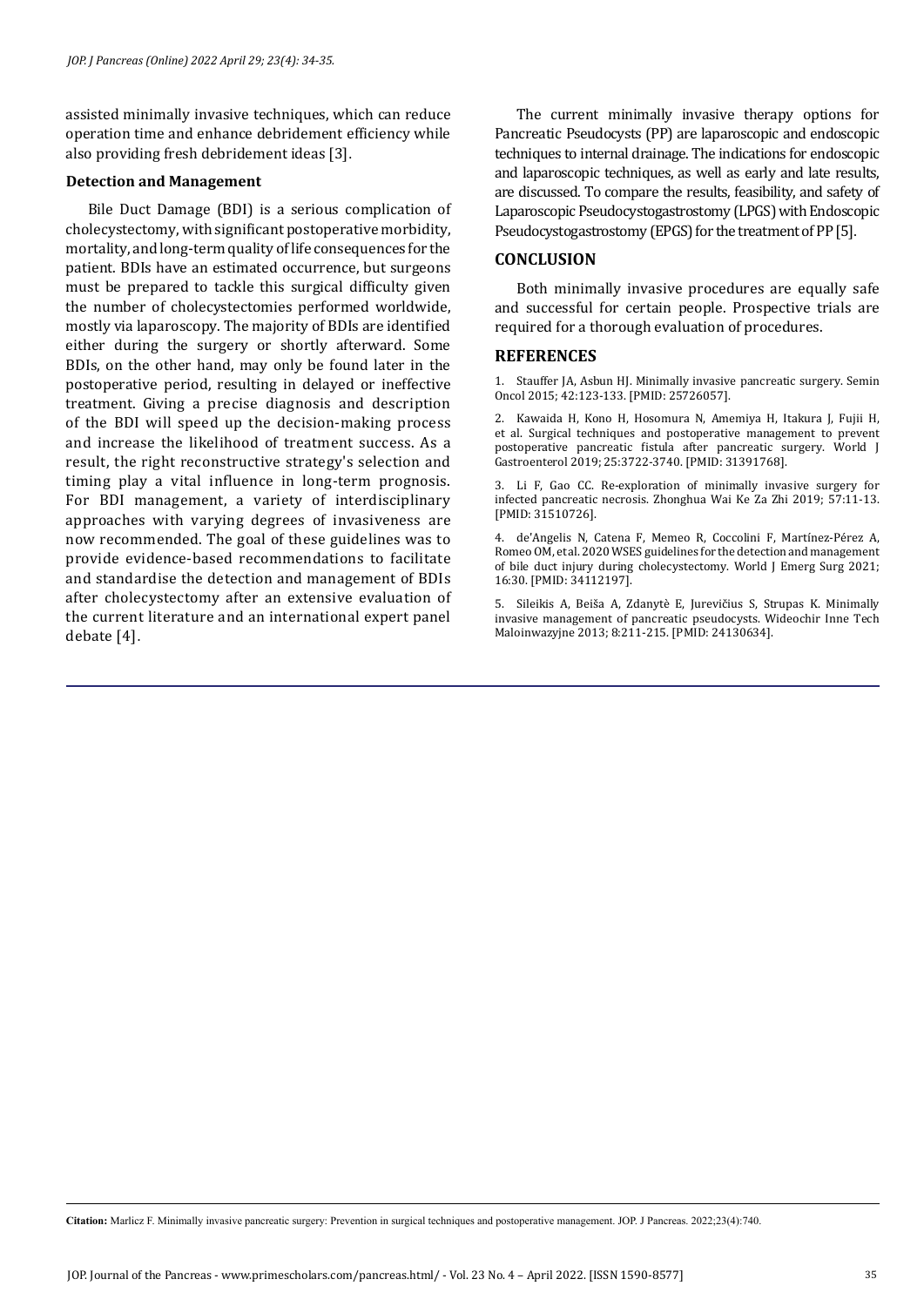assisted minimally invasive techniques, which can reduce operation time and enhance debridement efficiency while also providing fresh debridement ideas [3].

**Detection and Management**

Bile Duct Damage (BDI) is a serious complication of cholecystectomy, with significant postoperative morbidity, mortality, and long-term quality of life consequences for the patient. BDIs have an estimated occurrence, but surgeons must be prepared to tackle this surgical difficulty given the number of cholecystectomies performed worldwide, mostly via laparoscopy. The majority of BDIs are identified either during the surgery or shortly afterward. Some BDIs, on the other hand, may only be found later in the postoperative period, resulting in delayed or ineffective treatment. Giving a precise diagnosis and description of the BDI will speed up the decision-making process and increase the likelihood of treatment success. As a result, the right reconstructive strategy's selection and timing play a vital influence in long-term prognosis. For BDI management, a variety of interdisciplinary approaches with varying degrees of invasiveness are now recommended. The goal of these guidelines was to provide evidence-based recommendations to facilitate and standardise the detection and management of BDIs after cholecystectomy after an extensive evaluation of the current literature and an international expert panel debate [4].

The current minimally invasive therapy options for Pancreatic Pseudocysts (PP) are laparoscopic and endoscopic techniques to internal drainage. The indications for endoscopic and laparoscopic techniques, as well as early and late results, are discussed. To compare the results, feasibility, and safety of Laparoscopic Pseudocystogastrostomy (LPGS) with Endoscopic Pseudocystogastrostomy (EPGS) for the treatment of PP [5].

## CONCLUSION

Both minimally invasive procedures are equally safe and successful for certain people. Prospective trials are required for a thorough evaluation of procedures.

## REFERENCES

1. Stauffer JA, Asbun HJ. Minimally invasive pancreatic surgery. Semin Oncol 2015; 42:123-133. [PMID: 25726057].

2. Kawaida H, Kono H, Hosomura N, Amemiya H, Itakura J, Fujii H, et al. Surgical techniques and postoperative management to prevent postoperative pancreatic fistula after pancreatic surgery. World J Gastroenterol 2019; 25:3722-3740. [PMID: 31391768].

3. Li F, Gao CC. Re-exploration of minimally invasive surgery for infected pancreatic necrosis. Zhonghua Wai Ke Za Zhi 2019; 57:11-13. [PMID: 31510726].

4. de'Angelis N, Catena F, Memeo R, Coccolini F, Martínez-Pérez A, Romeo OM, et al. 2020 WSES guidelines for the detection and management of bile duct injury during cholecystectomy. World J Emerg Surg 2021; 16:30. [PMID: 34112197].

5. Sileikis A, Beiša A, Zdanytè E, Jurevičius S, Strupas K. Minimally invasive management of pancreatic pseudocysts. Wideochir Inne Tech Maloinwazyjne 2013; 8:211-215. [PMID: 24130634].

**Citation:** Marlicz F. Minimally invasive pancreatic surgery: Prevention in surgical techniques and postoperative management. JOP. J Pancreas. 2022;23(4):740.